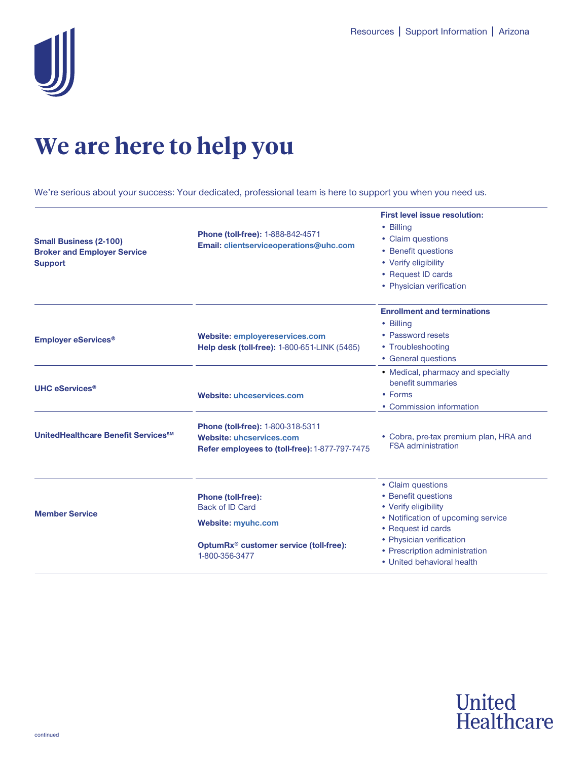Resources | Support Information | Arizona

# We are here to help you

We're serious about your success: Your dedicated, professional team is here to support you when you need us.

| | | |
|---|---|---|
| **Small Business (2-100) Broker and Employer Service Support** | **Phone (toll-free):** 1-888-842-4571<br>**Email:** clientserviceoperations@uhc.com | **First level issue resolution:**<br>• Billing<br>• Claim questions<br>• Benefit questions<br>• Verify eligibility<br>• Request ID cards<br>• Physician verification |
| **Employer eServices®** | **Website:** employereservices.com<br>**Help desk (toll-free):** 1-800-651-LINK (5465) | **Enrollment and terminations**<br>• Billing<br>• Password resets<br>• Troubleshooting<br>• General questions |
| **UHC eServices®** | **Website:** uhceservices.com | • Medical, pharmacy and specialty benefit summaries<br>• Forms<br>• Commission information |
| **UnitedHealthcare Benefit Services℠** | **Phone (toll-free):** 1-800-318-5311<br>**Website:** uhcservices.com<br>**Refer employees to (toll-free):** 1-877-797-7475 | • Cobra, pre-tax premium plan, HRA and FSA administration |
| **Member Service** | **Phone (toll-free):**<br>Back of ID Card<br>**Website:** myuhc.com<br>**OptumRx® customer service (toll-free):**<br>1-800-356-3477 | • Claim questions<br>• Benefit questions<br>• Verify eligibility<br>• Notification of upcoming service<br>• Request id cards<br>• Physician verification<br>• Prescription administration<br>• United behavioral health |

United Healthcare

continued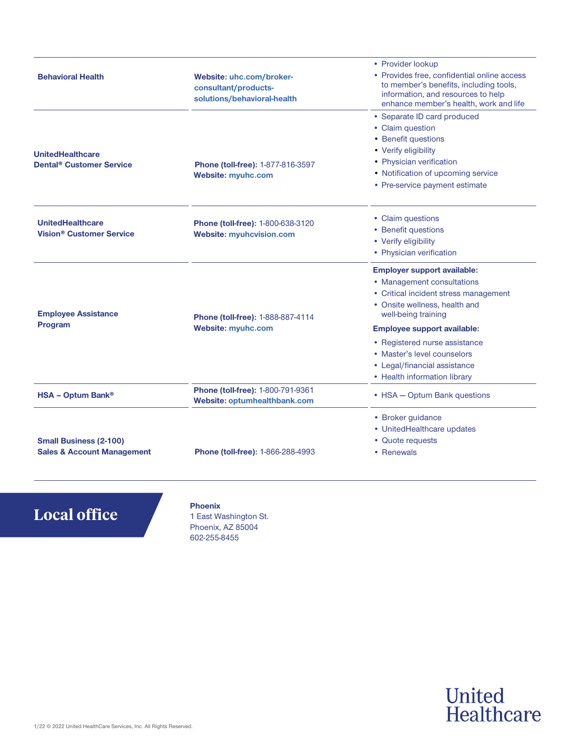| | | |
|---|---|---|
| **Behavioral Health** | **Website:** uhc.com/broker-consultant/products-solutions/behavioral-health | • Provider lookup<br>• Provides free, confidential online access to member's benefits, including tools, information, and resources to help enhance member's health, work and life |
| **UnitedHealthcare Dental® Customer Service** | **Phone (toll-free):** 1-877-816-3597<br>**Website:** myuhc.com | • Separate ID card produced<br>• Claim question<br>• Benefit questions<br>• Verify eligibility<br>• Physician verification<br>• Notification of upcoming service<br>• Pre-service payment estimate |
| **UnitedHealthcare Vision® Customer Service** | **Phone (toll-free):** 1-800-638-3120<br>**Website:** myuhcvision.com | • Claim questions<br>• Benefit questions<br>• Verify eligibility<br>• Physician verification |
| **Employee Assistance Program** | **Phone (toll-free):** 1-888-887-4114<br>**Website:** myuhc.com | **Employer support available:**<br>• Management consultations<br>• Critical incident stress management<br>• Onsite wellness, health and well-being training<br>**Employee support available:**<br>• Registered nurse assistance<br>• Master's level counselors<br>• Legal/financial assistance<br>• Health information library |
| **HSA – Optum Bank®** | **Phone (toll-free):** 1-800-791-9361<br>**Website:** optumhealthbank.com | • HSA — Optum Bank questions |
| **Small Business (2-100) Sales & Account Management** | **Phone (toll-free):** 1-866-288-4993 | • Broker guidance<br>• UnitedHealthcare updates<br>• Quote requests<br>• Renewals |

## Local office

**Phoenix**
1 East Washington St.
Phoenix, AZ 85004
602-255-8455

United Healthcare

1/22 © 2022 United HealthCare Services, Inc. All Rights Reserved.